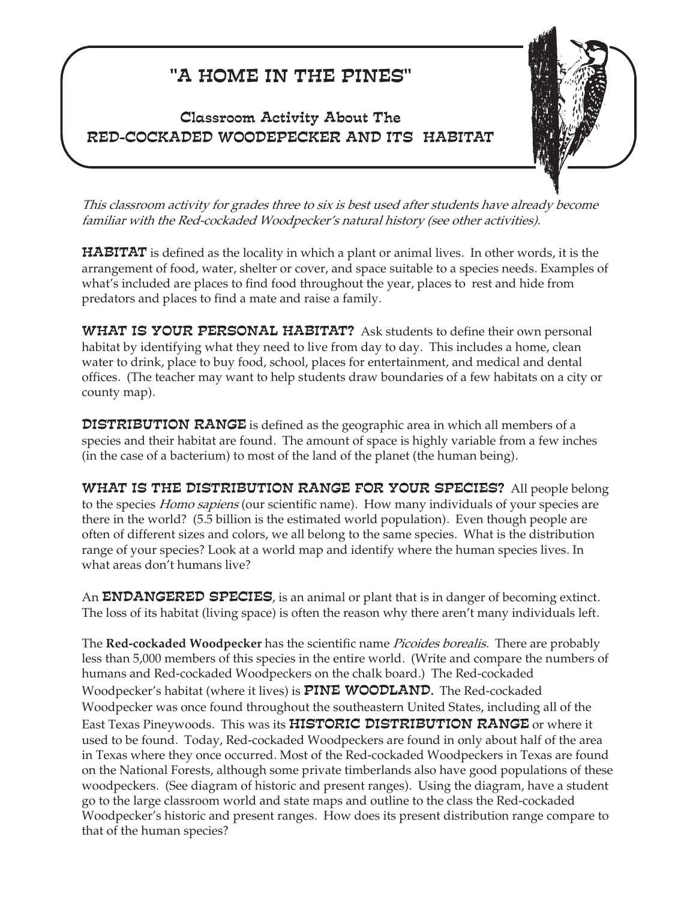# "A HOME IN THE PINES"

## Classroom Activity About The RED-COCKADED WOODEPECKER AND ITS HABITAT

*This classroom activity for grades three to six is best used after students have already become familiar with the Red-cockaded Woodpecker's natural history (see other activities).*

**HABITAT** is defined as the locality in which a plant or animal lives. In other words, it is the arrangement of food, water, shelter or cover, and space suitable to a species needs. Examples of what's included are places to find food throughout the year, places to rest and hide from predators and places to find a mate and raise a family.

**WHAT IS YOUR PERSONAL HABITAT?** Ask students to define their own personal habitat by identifying what they need to live from day to day. This includes a home, clean water to drink, place to buy food, school, places for entertainment, and medical and dental offices. (The teacher may want to help students draw boundaries of a few habitats on a city or county map).

**DISTRIBUTION RANGE** is defined as the geographic area in which all members of a species and their habitat are found. The amount of space is highly variable from a few inches (in the case of a bacterium) to most of the land of the planet (the human being).

**WHAT IS THE DISTRIBUTION RANGE FOR YOUR SPECIES?** All people belong to the species *Homo sapiens* (our scientific name). How many individuals of your species are there in the world? (5.5 billion is the estimated world population). Even though people are often of different sizes and colors, we all belong to the same species. What is the distribution range of your species? Look at a world map and identify where the human species lives. In what areas don't humans live?

An **ENDANGERED SPECIES**, is an animal or plant that is in danger of becoming extinct. The loss of its habitat (living space) is often the reason why there aren't many individuals left.

The **Red-cockaded Woodpecker** has the scientific name *Picoides borealis.* There are probably less than 5,000 members of this species in the entire world. (Write and compare the numbers of humans and Red-cockaded Woodpeckers on the chalk board.) The Red-cockaded Woodpecker's habitat (where it lives) is **PINE WOODLAND.** The Red-cockaded Woodpecker was once found throughout the southeastern United States, including all of the East Texas Pineywoods. This was its **HISTORIC DISTRIBUTION RANGE** or where it used to be found. Today, Red-cockaded Woodpeckers are found in only about half of the area in Texas where they once occurred. Most of the Red-cockaded Woodpeckers in Texas are found on the National Forests, although some private timberlands also have good populations of these woodpeckers. (See diagram of historic and present ranges). Using the diagram, have a student go to the large classroom world and state maps and outline to the class the Red-cockaded Woodpecker's historic and present ranges. How does its present distribution range compare to that of the human species?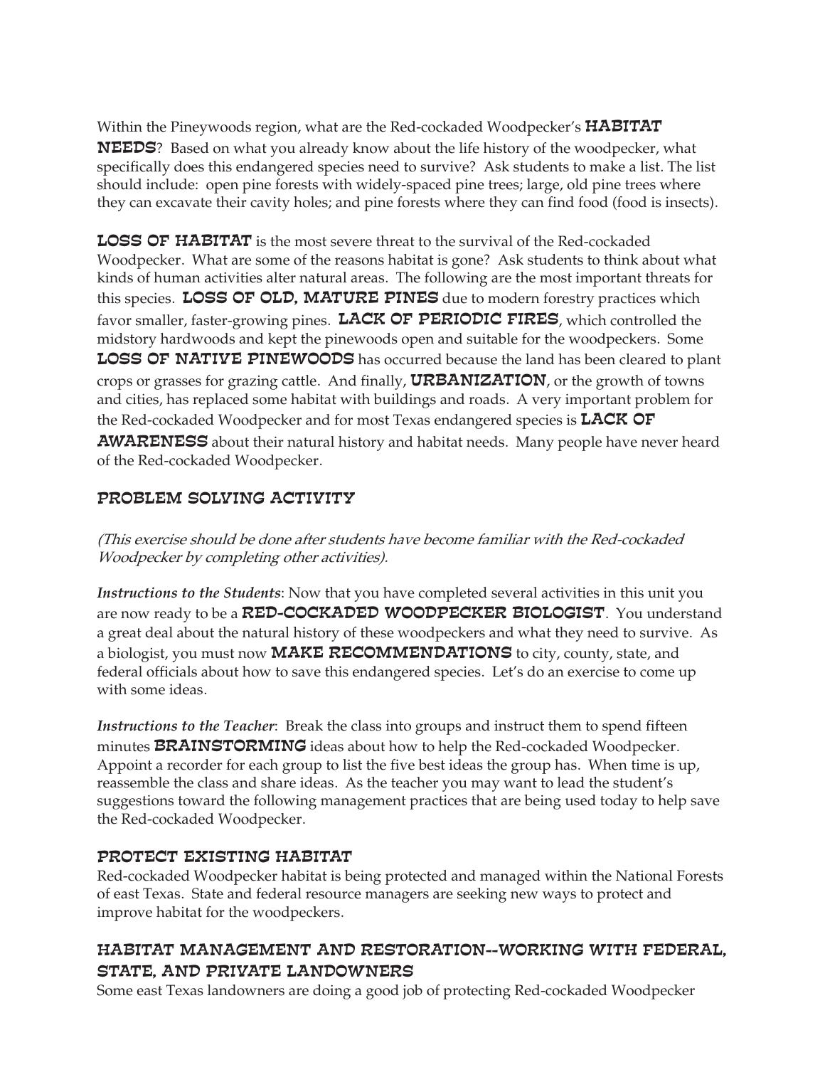Within the Pineywoods region, what are the Red-cockaded Woodpecker's **HABITAT NEEDS**? Based on what you already know about the life history of the woodpecker, what specifically does this endangered species need to survive? Ask students to make a list. The list should include: open pine forests with widely-spaced pine trees; large, old pine trees where they can excavate their cavity holes; and pine forests where they can find food (food is insects).

**LOSS OF HABITAT** is the most severe threat to the survival of the Red-cockaded Woodpecker. What are some of the reasons habitat is gone? Ask students to think about what kinds of human activities alter natural areas. The following are the most important threats for this species. **LOSS OF OLD, MATURE PINES** due to modern forestry practices which favor smaller, faster-growing pines. **LACK OF PERIODIC FIRES**, which controlled the midstory hardwoods and kept the pinewoods open and suitable for the woodpeckers. Some **LOSS OF NATIVE PINEWOODS** has occurred because the land has been cleared to plant crops or grasses for grazing cattle. And finally, **URBANIZATION**, or the growth of towns and cities, has replaced some habitat with buildings and roads. A very important problem for the Red-cockaded Woodpecker and for most Texas endangered species is **LACK OF AWARENESS** about their natural history and habitat needs. Many people have never heard of the Red-cockaded Woodpecker.

## PROBLEM SOLVING ACTIVITY

*(This exercise should be done after students have become familiar with the Red-cockaded Woodpecker by completing other activities).*

***Instructions to the Students***: Now that you have completed several activities in this unit you are now ready to be a **RED-COCKADED WOODPECKER BIOLOGIST**. You understand a great deal about the natural history of these woodpeckers and what they need to survive. As a biologist, you must now **MAKE RECOMMENDATIONS** to city, county, state, and federal officials about how to save this endangered species. Let's do an exercise to come up with some ideas.

***Instructions to the Teacher***: Break the class into groups and instruct them to spend fifteen minutes **BRAINSTORMING** ideas about how to help the Red-cockaded Woodpecker. Appoint a recorder for each group to list the five best ideas the group has. When time is up, reassemble the class and share ideas. As the teacher you may want to lead the student's suggestions toward the following management practices that are being used today to help save the Red-cockaded Woodpecker.

### PROTECT EXISTING HABITAT

Red-cockaded Woodpecker habitat is being protected and managed within the National Forests of east Texas. State and federal resource managers are seeking new ways to protect and improve habitat for the woodpeckers.

### HABITAT MANAGEMENT AND RESTORATION--WORKING WITH FEDERAL, STATE, AND PRIVATE LANDOWNERS

Some east Texas landowners are doing a good job of protecting Red-cockaded Woodpecker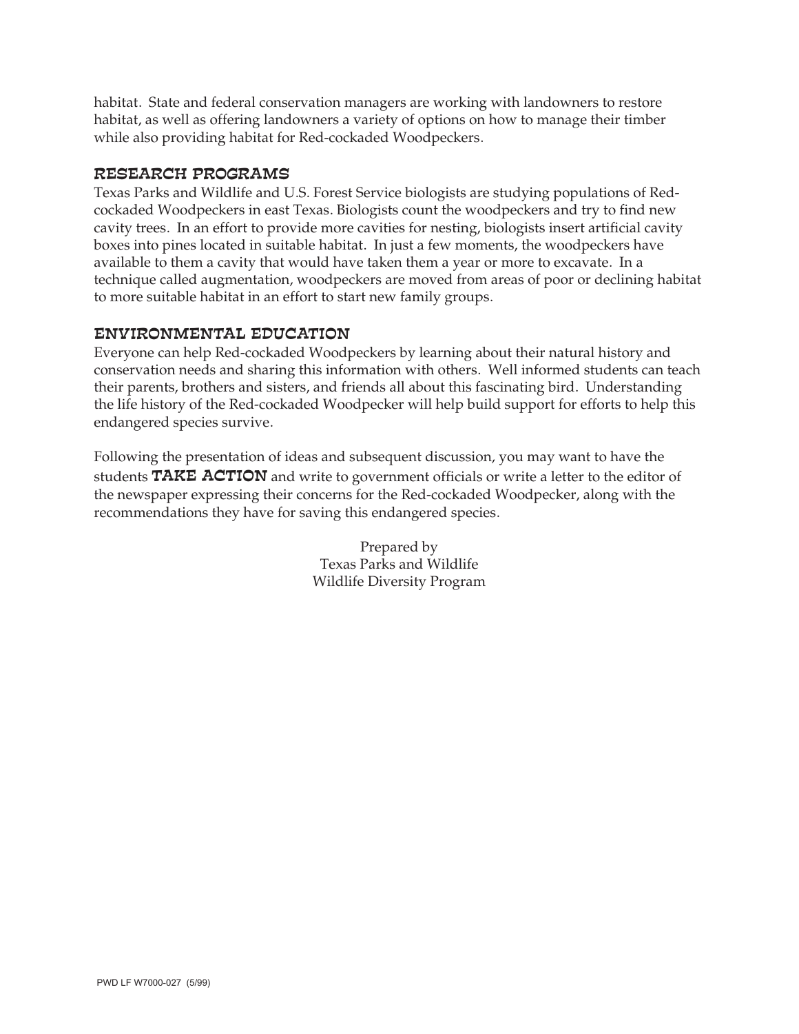habitat. State and federal conservation managers are working with landowners to restore habitat, as well as offering landowners a variety of options on how to manage their timber while also providing habitat for Red-cockaded Woodpeckers.

## RESEARCH PROGRAMS

Texas Parks and Wildlife and U.S. Forest Service biologists are studying populations of Red-cockaded Woodpeckers in east Texas. Biologists count the woodpeckers and try to find new cavity trees. In an effort to provide more cavities for nesting, biologists insert artificial cavity boxes into pines located in suitable habitat. In just a few moments, the woodpeckers have available to them a cavity that would have taken them a year or more to excavate. In a technique called augmentation, woodpeckers are moved from areas of poor or declining habitat to more suitable habitat in an effort to start new family groups.

## ENVIRONMENTAL EDUCATION

Everyone can help Red-cockaded Woodpeckers by learning about their natural history and conservation needs and sharing this information with others. Well informed students can teach their parents, brothers and sisters, and friends all about this fascinating bird. Understanding the life history of the Red-cockaded Woodpecker will help build support for efforts to help this endangered species survive.

Following the presentation of ideas and subsequent discussion, you may want to have the students **TAKE ACTION** and write to government officials or write a letter to the editor of the newspaper expressing their concerns for the Red-cockaded Woodpecker, along with the recommendations they have for saving this endangered species.

Prepared by
Texas Parks and Wildlife
Wildlife Diversity Program

PWD LF W7000-027 (5/99)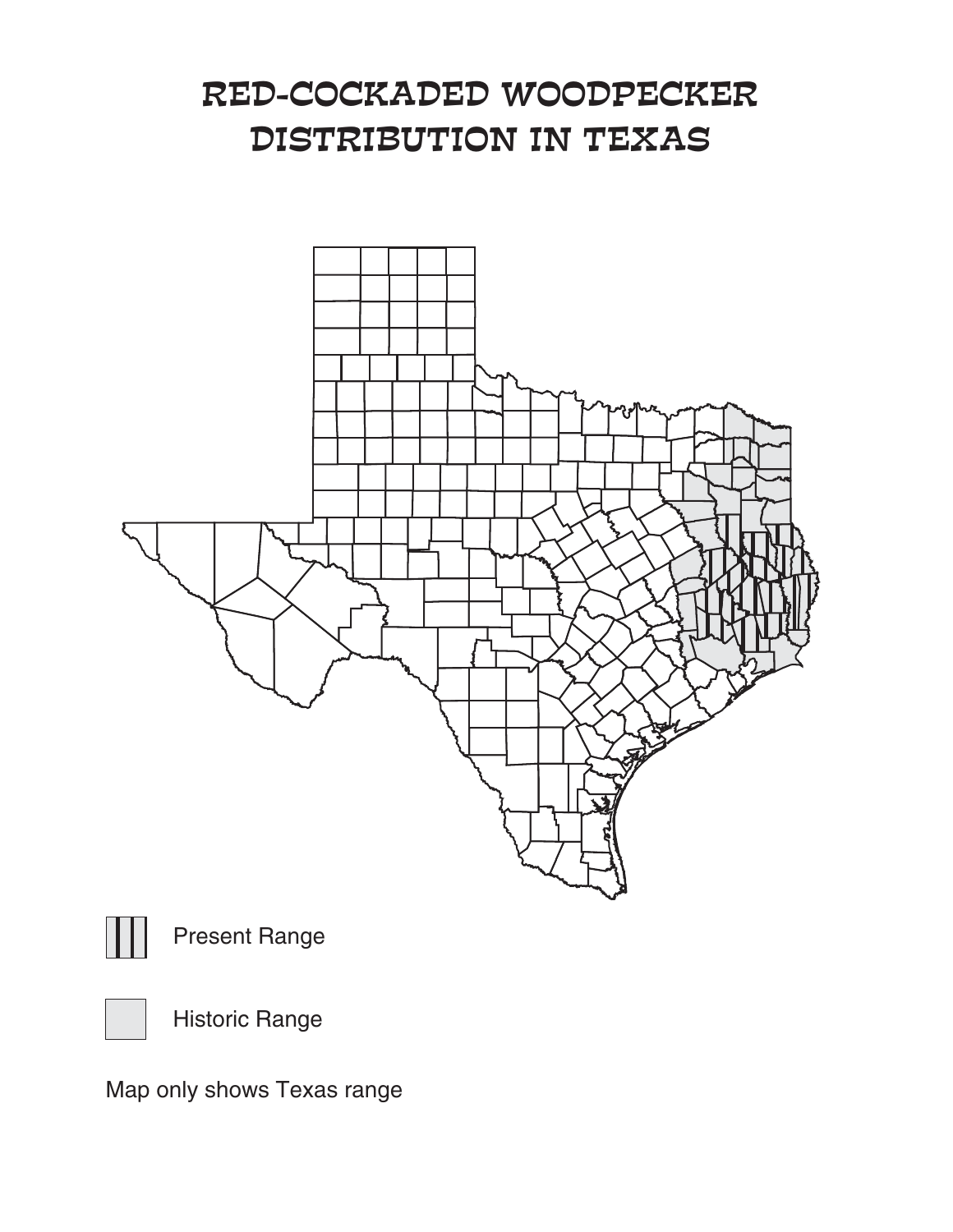# RED-COCKADED WOODPECKER DISTRIBUTION IN TEXAS

Present Range

Historic Range

Map only shows Texas range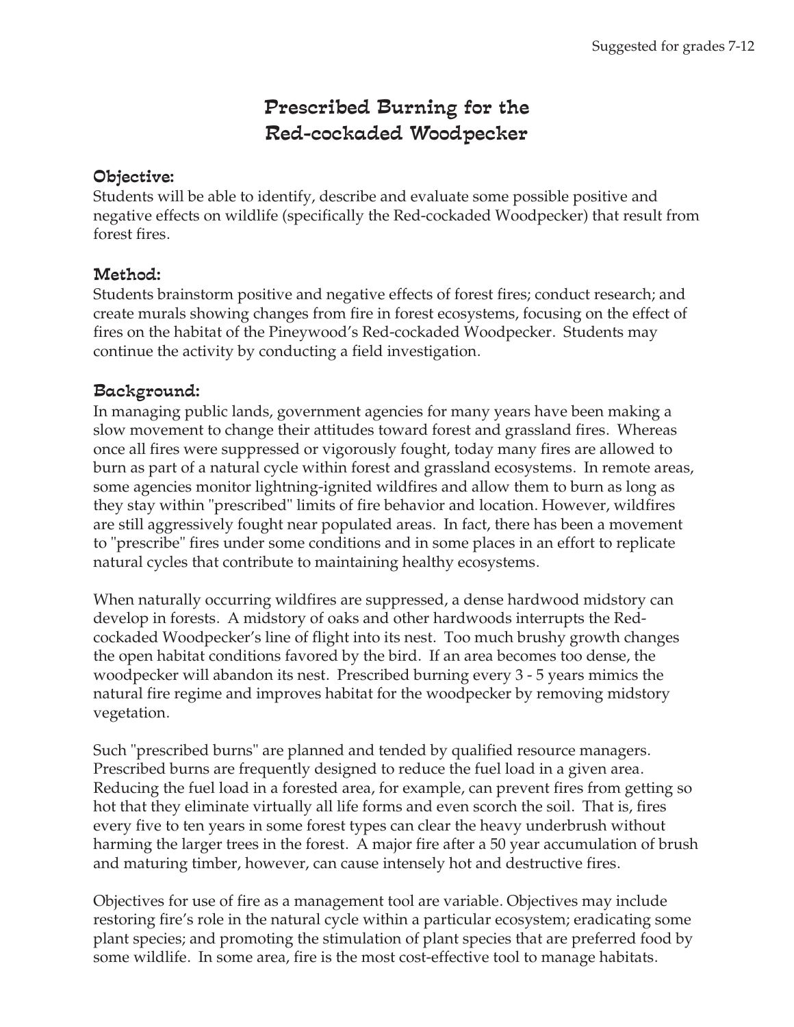Suggested for grades 7-12

# Prescribed Burning for the Red-cockaded Woodpecker

## Objective:

Students will be able to identify, describe and evaluate some possible positive and negative effects on wildlife (specifically the Red-cockaded Woodpecker) that result from forest fires.

## Method:

Students brainstorm positive and negative effects of forest fires; conduct research; and create murals showing changes from fire in forest ecosystems, focusing on the effect of fires on the habitat of the Pineywood's Red-cockaded Woodpecker. Students may continue the activity by conducting a field investigation.

## Background:

In managing public lands, government agencies for many years have been making a slow movement to change their attitudes toward forest and grassland fires. Whereas once all fires were suppressed or vigorously fought, today many fires are allowed to burn as part of a natural cycle within forest and grassland ecosystems. In remote areas, some agencies monitor lightning-ignited wildfires and allow them to burn as long as they stay within "prescribed" limits of fire behavior and location. However, wildfires are still aggressively fought near populated areas. In fact, there has been a movement to "prescribe" fires under some conditions and in some places in an effort to replicate natural cycles that contribute to maintaining healthy ecosystems.

When naturally occurring wildfires are suppressed, a dense hardwood midstory can develop in forests. A midstory of oaks and other hardwoods interrupts the Red-cockaded Woodpecker's line of flight into its nest. Too much brushy growth changes the open habitat conditions favored by the bird. If an area becomes too dense, the woodpecker will abandon its nest. Prescribed burning every 3 - 5 years mimics the natural fire regime and improves habitat for the woodpecker by removing midstory vegetation.

Such "prescribed burns" are planned and tended by qualified resource managers. Prescribed burns are frequently designed to reduce the fuel load in a given area. Reducing the fuel load in a forested area, for example, can prevent fires from getting so hot that they eliminate virtually all life forms and even scorch the soil. That is, fires every five to ten years in some forest types can clear the heavy underbrush without harming the larger trees in the forest. A major fire after a 50 year accumulation of brush and maturing timber, however, can cause intensely hot and destructive fires.

Objectives for use of fire as a management tool are variable. Objectives may include restoring fire's role in the natural cycle within a particular ecosystem; eradicating some plant species; and promoting the stimulation of plant species that are preferred food by some wildlife. In some area, fire is the most cost-effective tool to manage habitats.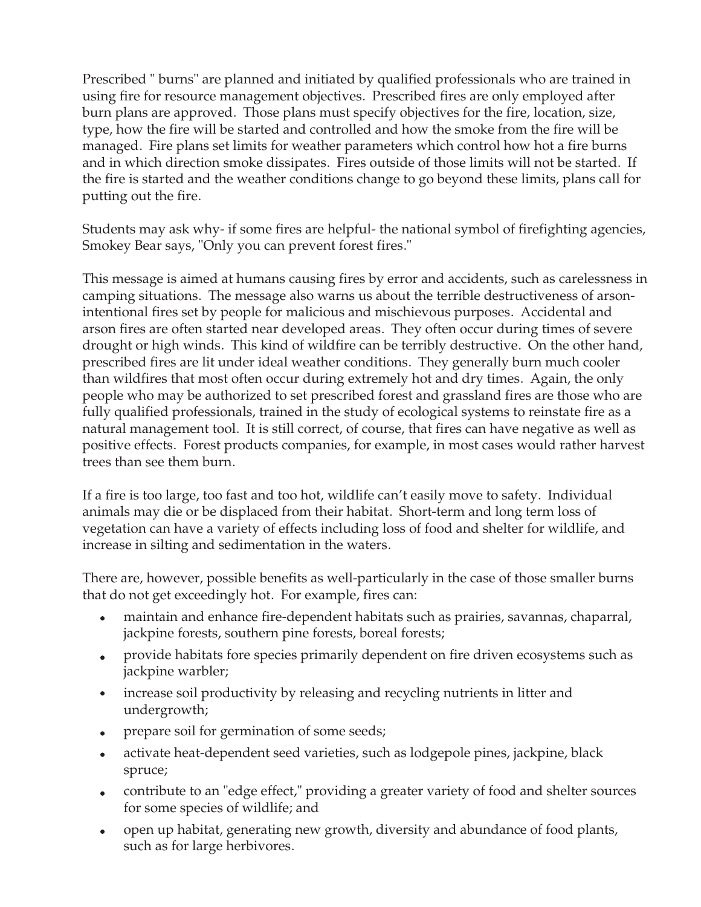Prescribed " burns" are planned and initiated by qualified professionals who are trained in using fire for resource management objectives. Prescribed fires are only employed after burn plans are approved. Those plans must specify objectives for the fire, location, size, type, how the fire will be started and controlled and how the smoke from the fire will be managed. Fire plans set limits for weather parameters which control how hot a fire burns and in which direction smoke dissipates. Fires outside of those limits will not be started. If the fire is started and the weather conditions change to go beyond these limits, plans call for putting out the fire.

Students may ask why- if some fires are helpful- the national symbol of firefighting agencies, Smokey Bear says, "Only you can prevent forest fires."

This message is aimed at humans causing fires by error and accidents, such as carelessness in camping situations. The message also warns us about the terrible destructiveness of arson-intentional fires set by people for malicious and mischievous purposes. Accidental and arson fires are often started near developed areas. They often occur during times of severe drought or high winds. This kind of wildfire can be terribly destructive. On the other hand, prescribed fires are lit under ideal weather conditions. They generally burn much cooler than wildfires that most often occur during extremely hot and dry times. Again, the only people who may be authorized to set prescribed forest and grassland fires are those who are fully qualified professionals, trained in the study of ecological systems to reinstate fire as a natural management tool. It is still correct, of course, that fires can have negative as well as positive effects. Forest products companies, for example, in most cases would rather harvest trees than see them burn.

If a fire is too large, too fast and too hot, wildlife can't easily move to safety. Individual animals may die or be displaced from their habitat. Short-term and long term loss of vegetation can have a variety of effects including loss of food and shelter for wildlife, and increase in silting and sedimentation in the waters.

There are, however, possible benefits as well-particularly in the case of those smaller burns that do not get exceedingly hot. For example, fires can:

- maintain and enhance fire-dependent habitats such as prairies, savannas, chaparral, jackpine forests, southern pine forests, boreal forests;
- provide habitats fore species primarily dependent on fire driven ecosystems such as jackpine warbler;
- increase soil productivity by releasing and recycling nutrients in litter and undergrowth;
- prepare soil for germination of some seeds;
- activate heat-dependent seed varieties, such as lodgepole pines, jackpine, black spruce;
- contribute to an "edge effect," providing a greater variety of food and shelter sources for some species of wildlife; and
- open up habitat, generating new growth, diversity and abundance of food plants, such as for large herbivores.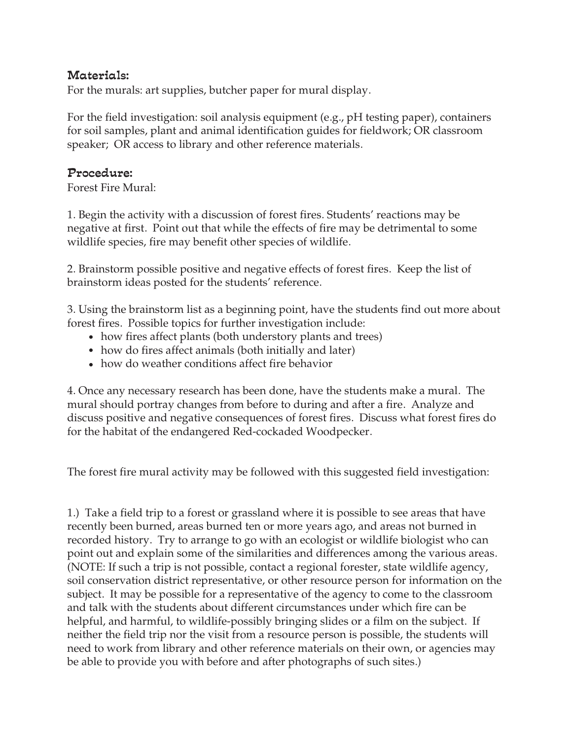## Materials:

For the murals: art supplies, butcher paper for mural display.

For the field investigation: soil analysis equipment (e.g., pH testing paper), containers for soil samples, plant and animal identification guides for fieldwork; OR classroom speaker; OR access to library and other reference materials.

## Procedure:

Forest Fire Mural:

1. Begin the activity with a discussion of forest fires. Students' reactions may be negative at first. Point out that while the effects of fire may be detrimental to some wildlife species, fire may benefit other species of wildlife.

2. Brainstorm possible positive and negative effects of forest fires. Keep the list of brainstorm ideas posted for the students' reference.

3. Using the brainstorm list as a beginning point, have the students find out more about forest fires. Possible topics for further investigation include:
   - how fires affect plants (both understory plants and trees)
   - how do fires affect animals (both initially and later)
   - how do weather conditions affect fire behavior

4. Once any necessary research has been done, have the students make a mural. The mural should portray changes from before to during and after a fire. Analyze and discuss positive and negative consequences of forest fires. Discuss what forest fires do for the habitat of the endangered Red-cockaded Woodpecker.

The forest fire mural activity may be followed with this suggested field investigation:

1.) Take a field trip to a forest or grassland where it is possible to see areas that have recently been burned, areas burned ten or more years ago, and areas not burned in recorded history. Try to arrange to go with an ecologist or wildlife biologist who can point out and explain some of the similarities and differences among the various areas. (NOTE: If such a trip is not possible, contact a regional forester, state wildlife agency, soil conservation district representative, or other resource person for information on the subject. It may be possible for a representative of the agency to come to the classroom and talk with the students about different circumstances under which fire can be helpful, and harmful, to wildlife-possibly bringing slides or a film on the subject. If neither the field trip nor the visit from a resource person is possible, the students will need to work from library and other reference materials on their own, or agencies may be able to provide you with before and after photographs of such sites.)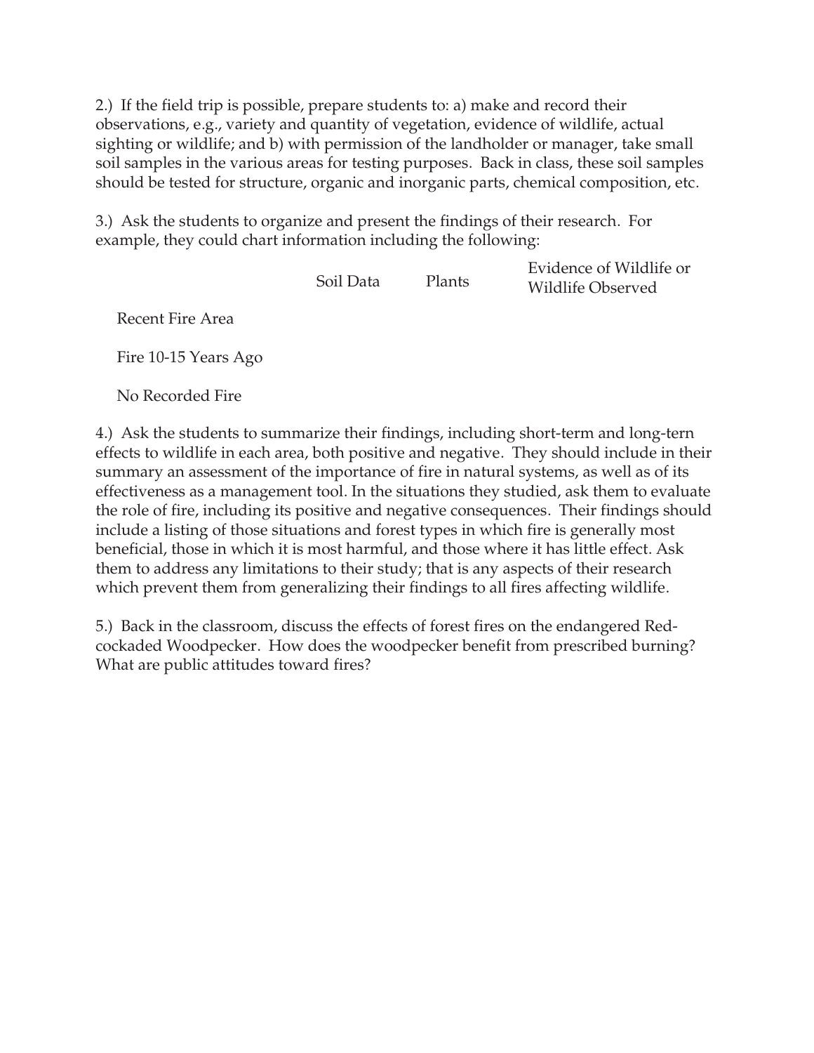2.) If the field trip is possible, prepare students to: a) make and record their observations, e.g., variety and quantity of vegetation, evidence of wildlife, actual sighting or wildlife; and b) with permission of the landholder or manager, take small soil samples in the various areas for testing purposes. Back in class, these soil samples should be tested for structure, organic and inorganic parts, chemical composition, etc.

3.) Ask the students to organize and present the findings of their research. For example, they could chart information including the following:

| | Soil Data | Plants | Evidence of Wildlife or Wildlife Observed |
|---|---|---|---|
| Recent Fire Area | | | |
| Fire 10-15 Years Ago | | | |
| No Recorded Fire | | | |

4.) Ask the students to summarize their findings, including short-term and long-tern effects to wildlife in each area, both positive and negative. They should include in their summary an assessment of the importance of fire in natural systems, as well as of its effectiveness as a management tool. In the situations they studied, ask them to evaluate the role of fire, including its positive and negative consequences. Their findings should include a listing of those situations and forest types in which fire is generally most beneficial, those in which it is most harmful, and those where it has little effect. Ask them to address any limitations to their study; that is any aspects of their research which prevent them from generalizing their findings to all fires affecting wildlife.

5.) Back in the classroom, discuss the effects of forest fires on the endangered Red-cockaded Woodpecker. How does the woodpecker benefit from prescribed burning? What are public attitudes toward fires?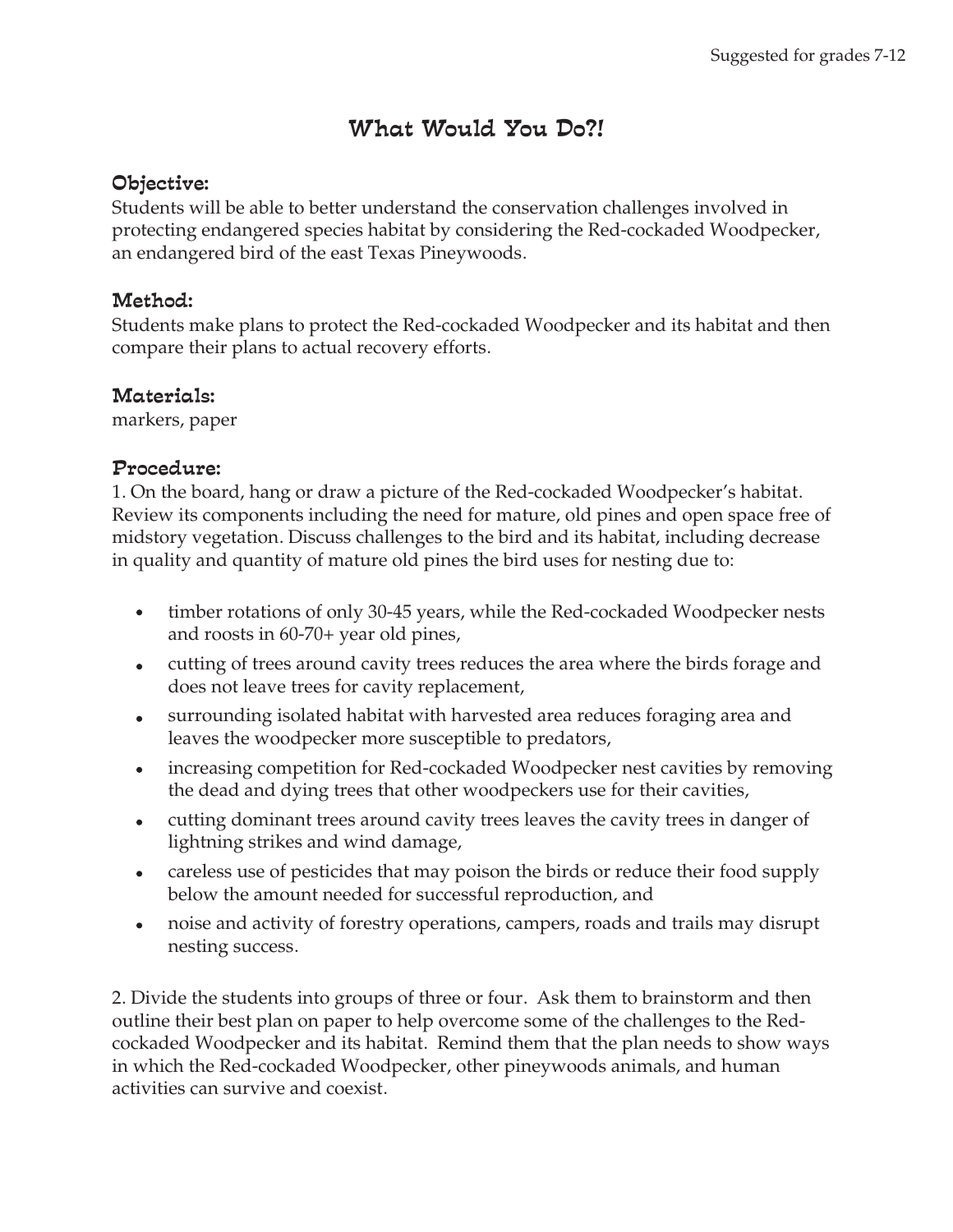Suggested for grades 7-12

# What Would You Do?!

### Objective:

Students will be able to better understand the conservation challenges involved in protecting endangered species habitat by considering the Red-cockaded Woodpecker, an endangered bird of the east Texas Pineywoods.

### Method:

Students make plans to protect the Red-cockaded Woodpecker and its habitat and then compare their plans to actual recovery efforts.

### Materials:

markers, paper

### Procedure:

1. On the board, hang or draw a picture of the Red-cockaded Woodpecker's habitat. Review its components including the need for mature, old pines and open space free of midstory vegetation. Discuss challenges to the bird and its habitat, including decrease in quality and quantity of mature old pines the bird uses for nesting due to:

- timber rotations of only 30-45 years, while the Red-cockaded Woodpecker nests and roosts in 60-70+ year old pines,
- cutting of trees around cavity trees reduces the area where the birds forage and does not leave trees for cavity replacement,
- surrounding isolated habitat with harvested area reduces foraging area and leaves the woodpecker more susceptible to predators,
- increasing competition for Red-cockaded Woodpecker nest cavities by removing the dead and dying trees that other woodpeckers use for their cavities,
- cutting dominant trees around cavity trees leaves the cavity trees in danger of lightning strikes and wind damage,
- careless use of pesticides that may poison the birds or reduce their food supply below the amount needed for successful reproduction, and
- noise and activity of forestry operations, campers, roads and trails may disrupt nesting success.

2. Divide the students into groups of three or four. Ask them to brainstorm and then outline their best plan on paper to help overcome some of the challenges to the Red-cockaded Woodpecker and its habitat. Remind them that the plan needs to show ways in which the Red-cockaded Woodpecker, other pineywoods animals, and human activities can survive and coexist.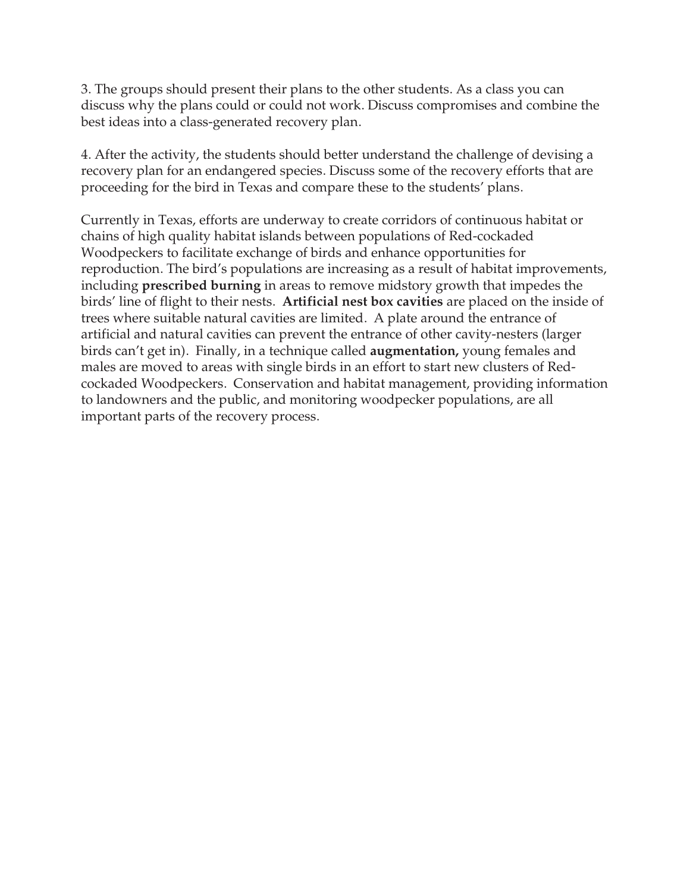3. The groups should present their plans to the other students. As a class you can discuss why the plans could or could not work. Discuss compromises and combine the best ideas into a class-generated recovery plan.

4. After the activity, the students should better understand the challenge of devising a recovery plan for an endangered species. Discuss some of the recovery efforts that are proceeding for the bird in Texas and compare these to the students' plans.

Currently in Texas, efforts are underway to create corridors of continuous habitat or chains of high quality habitat islands between populations of Red-cockaded Woodpeckers to facilitate exchange of birds and enhance opportunities for reproduction. The bird's populations are increasing as a result of habitat improvements, including **prescribed burning** in areas to remove midstory growth that impedes the birds' line of flight to their nests. **Artificial nest box cavities** are placed on the inside of trees where suitable natural cavities are limited. A plate around the entrance of artificial and natural cavities can prevent the entrance of other cavity-nesters (larger birds can't get in). Finally, in a technique called **augmentation,** young females and males are moved to areas with single birds in an effort to start new clusters of Red-cockaded Woodpeckers. Conservation and habitat management, providing information to landowners and the public, and monitoring woodpecker populations, are all important parts of the recovery process.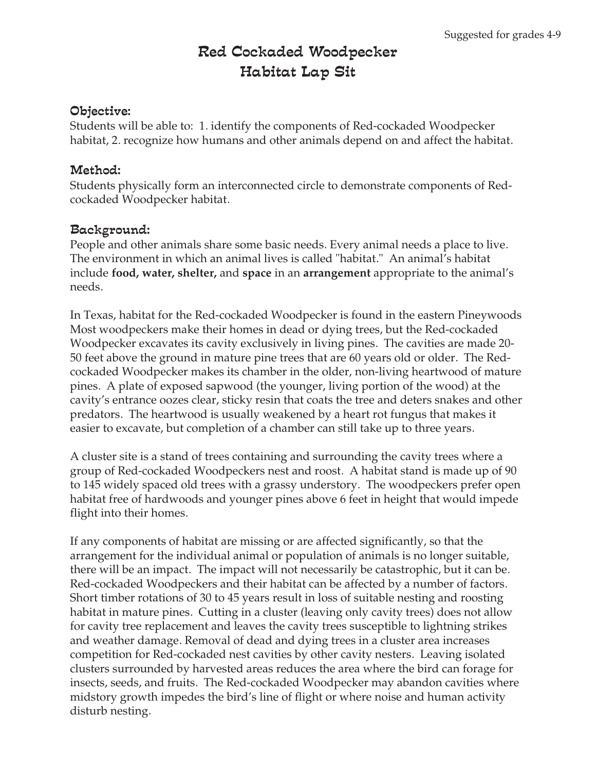Suggested for grades 4-9

# Red Cockaded Woodpecker Habitat Lap Sit

## Objective:

Students will be able to: 1. identify the components of Red-cockaded Woodpecker habitat, 2. recognize how humans and other animals depend on and affect the habitat.

## Method:

Students physically form an interconnected circle to demonstrate components of Red-cockaded Woodpecker habitat.

## Background:

People and other animals share some basic needs. Every animal needs a place to live. The environment in which an animal lives is called "habitat." An animal's habitat include **food, water, shelter,** and **space** in an **arrangement** appropriate to the animal's needs.

In Texas, habitat for the Red-cockaded Woodpecker is found in the eastern Pineywoods Most woodpeckers make their homes in dead or dying trees, but the Red-cockaded Woodpecker excavates its cavity exclusively in living pines. The cavities are made 20-50 feet above the ground in mature pine trees that are 60 years old or older. The Red-cockaded Woodpecker makes its chamber in the older, non-living heartwood of mature pines. A plate of exposed sapwood (the younger, living portion of the wood) at the cavity's entrance oozes clear, sticky resin that coats the tree and deters snakes and other predators. The heartwood is usually weakened by a heart rot fungus that makes it easier to excavate, but completion of a chamber can still take up to three years.

A cluster site is a stand of trees containing and surrounding the cavity trees where a group of Red-cockaded Woodpeckers nest and roost. A habitat stand is made up of 90 to 145 widely spaced old trees with a grassy understory. The woodpeckers prefer open habitat free of hardwoods and younger pines above 6 feet in height that would impede flight into their homes.

If any components of habitat are missing or are affected significantly, so that the arrangement for the individual animal or population of animals is no longer suitable, there will be an impact. The impact will not necessarily be catastrophic, but it can be. Red-cockaded Woodpeckers and their habitat can be affected by a number of factors. Short timber rotations of 30 to 45 years result in loss of suitable nesting and roosting habitat in mature pines. Cutting in a cluster (leaving only cavity trees) does not allow for cavity tree replacement and leaves the cavity trees susceptible to lightning strikes and weather damage. Removal of dead and dying trees in a cluster area increases competition for Red-cockaded nest cavities by other cavity nesters. Leaving isolated clusters surrounded by harvested areas reduces the area where the bird can forage for insects, seeds, and fruits. The Red-cockaded Woodpecker may abandon cavities where midstory growth impedes the bird's line of flight or where noise and human activity disturb nesting.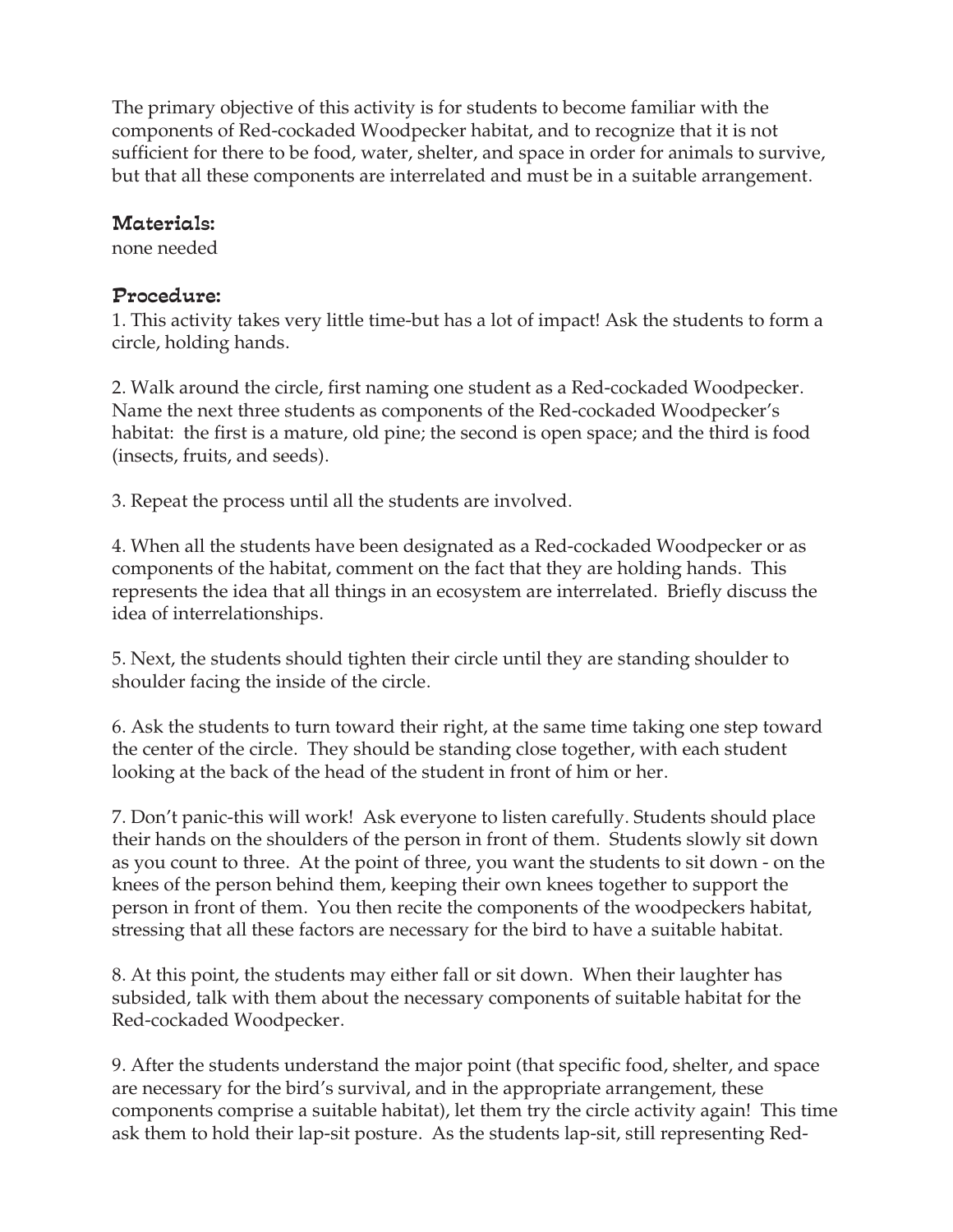The primary objective of this activity is for students to become familiar with the components of Red-cockaded Woodpecker habitat, and to recognize that it is not sufficient for there to be food, water, shelter, and space in order for animals to survive, but that all these components are interrelated and must be in a suitable arrangement.

### Materials:

none needed

### Procedure:

1. This activity takes very little time-but has a lot of impact! Ask the students to form a circle, holding hands.

2. Walk around the circle, first naming one student as a Red-cockaded Woodpecker. Name the next three students as components of the Red-cockaded Woodpecker's habitat: the first is a mature, old pine; the second is open space; and the third is food (insects, fruits, and seeds).

3. Repeat the process until all the students are involved.

4. When all the students have been designated as a Red-cockaded Woodpecker or as components of the habitat, comment on the fact that they are holding hands. This represents the idea that all things in an ecosystem are interrelated. Briefly discuss the idea of interrelationships.

5. Next, the students should tighten their circle until they are standing shoulder to shoulder facing the inside of the circle.

6. Ask the students to turn toward their right, at the same time taking one step toward the center of the circle. They should be standing close together, with each student looking at the back of the head of the student in front of him or her.

7. Don't panic-this will work! Ask everyone to listen carefully. Students should place their hands on the shoulders of the person in front of them. Students slowly sit down as you count to three. At the point of three, you want the students to sit down - on the knees of the person behind them, keeping their own knees together to support the person in front of them. You then recite the components of the woodpeckers habitat, stressing that all these factors are necessary for the bird to have a suitable habitat.

8. At this point, the students may either fall or sit down. When their laughter has subsided, talk with them about the necessary components of suitable habitat for the Red-cockaded Woodpecker.

9. After the students understand the major point (that specific food, shelter, and space are necessary for the bird's survival, and in the appropriate arrangement, these components comprise a suitable habitat), let them try the circle activity again! This time ask them to hold their lap-sit posture. As the students lap-sit, still representing Red-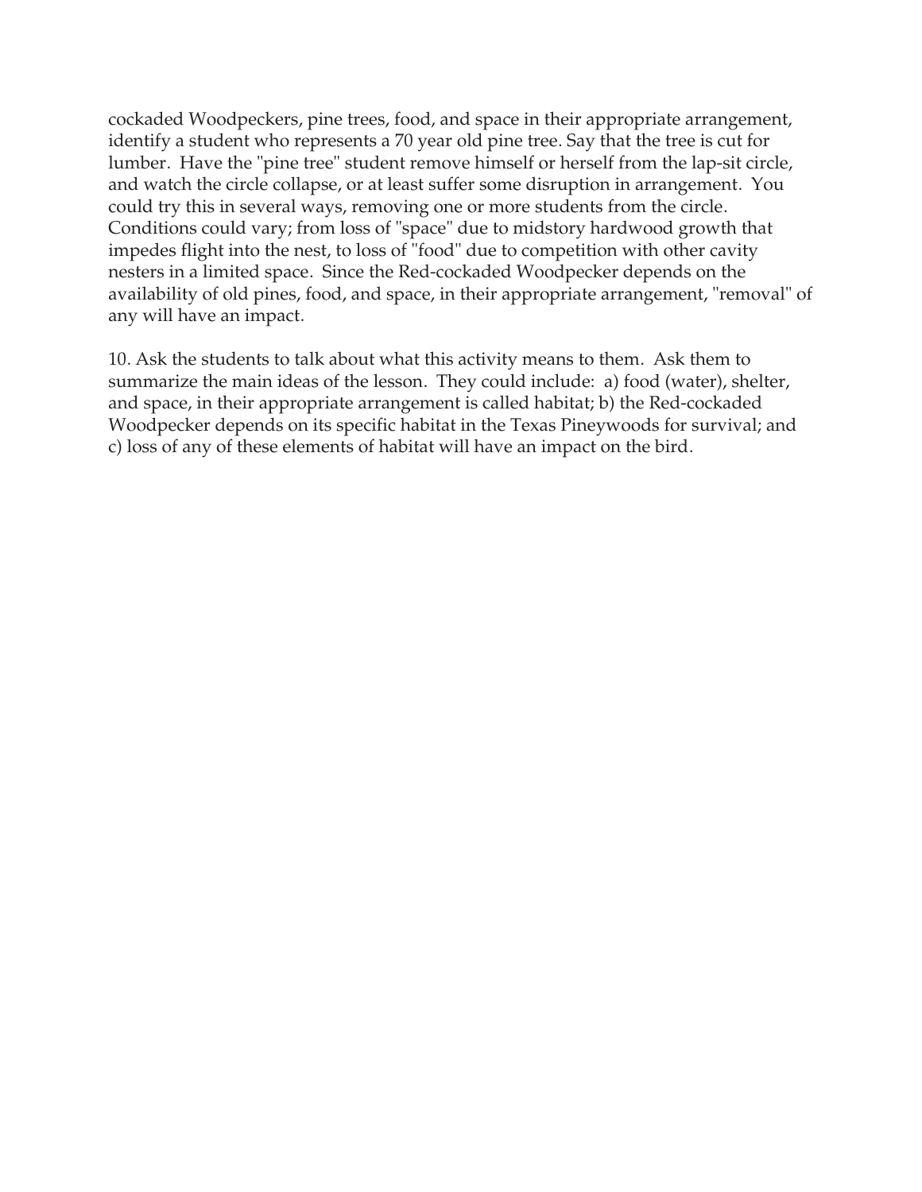cockaded Woodpeckers, pine trees, food, and space in their appropriate arrangement, identify a student who represents a 70 year old pine tree. Say that the tree is cut for lumber. Have the "pine tree" student remove himself or herself from the lap-sit circle, and watch the circle collapse, or at least suffer some disruption in arrangement. You could try this in several ways, removing one or more students from the circle. Conditions could vary; from loss of "space" due to midstory hardwood growth that impedes flight into the nest, to loss of "food" due to competition with other cavity nesters in a limited space. Since the Red-cockaded Woodpecker depends on the availability of old pines, food, and space, in their appropriate arrangement, "removal" of any will have an impact.

10. Ask the students to talk about what this activity means to them. Ask them to summarize the main ideas of the lesson. They could include: a) food (water), shelter, and space, in their appropriate arrangement is called habitat; b) the Red-cockaded Woodpecker depends on its specific habitat in the Texas Pineywoods for survival; and c) loss of any of these elements of habitat will have an impact on the bird.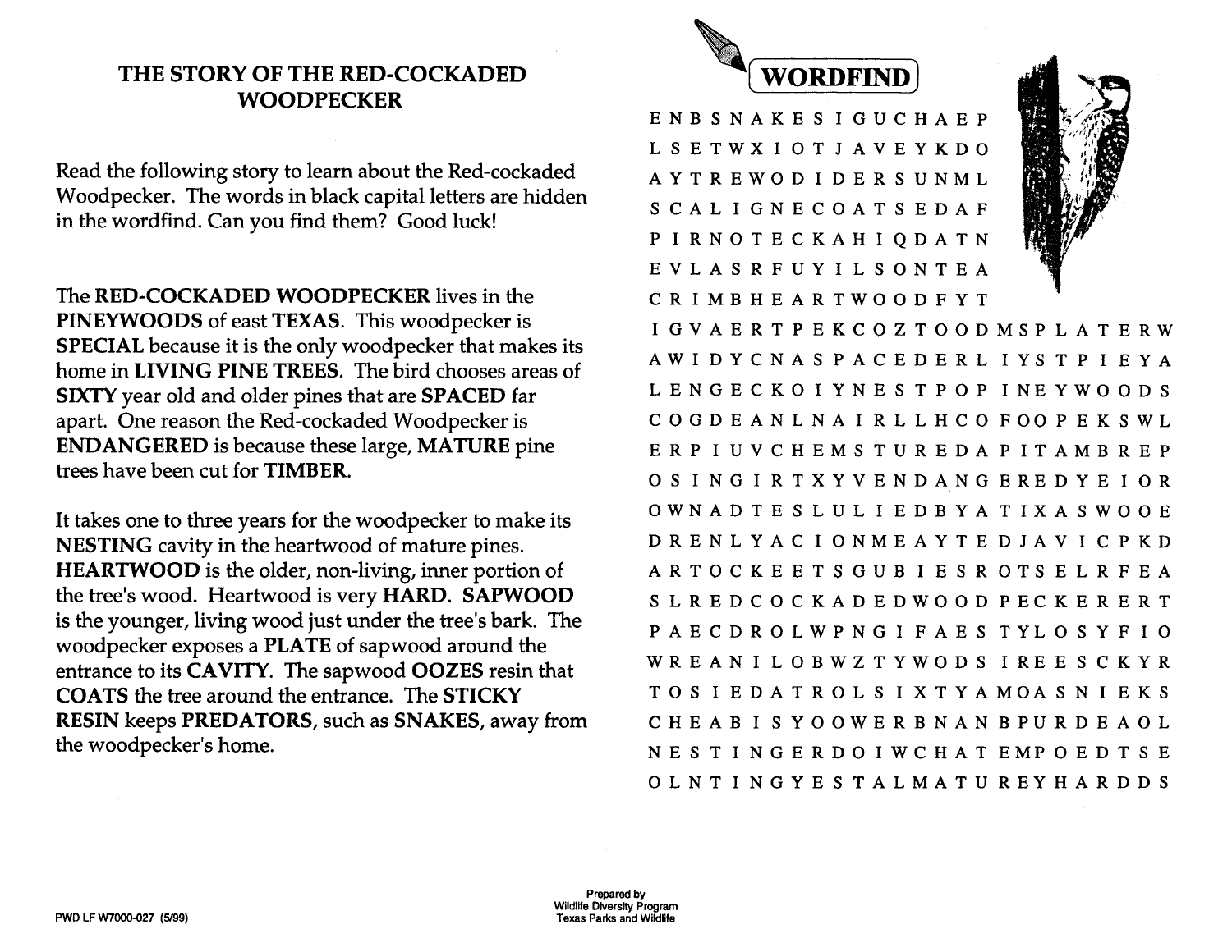# THE STORY OF THE RED-COCKADED WOODPECKER

Read the following story to learn about the Red-cockaded Woodpecker. The words in black capital letters are hidden in the wordfind. Can you find them? Good luck!

The **RED-COCKADED WOODPECKER** lives in the **PINEYWOODS** of east **TEXAS**. This woodpecker is **SPECIAL** because it is the only woodpecker that makes its home in **LIVING PINE TREES**. The bird chooses areas of **SIXTY** year old and older pines that are **SPACED** far apart. One reason the Red-cockaded Woodpecker is **ENDANGERED** is because these large, **MATURE** pine trees have been cut for **TIMBER**.

It takes one to three years for the woodpecker to make its **NESTING** cavity in the heartwood of mature pines. **HEARTWOOD** is the older, non-living, inner portion of the tree's wood. Heartwood is very **HARD**. **SAPWOOD** is the younger, living wood just under the tree's bark. The woodpecker exposes a **PLATE** of sapwood around the entrance to its **CAVITY**. The sapwood **OOZES** resin that **COATS** the tree around the entrance. The **STICKY RESIN** keeps **PREDATORS**, such as **SNAKES**, away from the woodpecker's home.

## WORDFIND

```
E N B S N A K E S I G U C H A E P
L S E T W X I O T J A V E Y K D O
A Y T R E W O D I D E R S U N M L
S C A L I G N E C O A T S E D A F
P I R N O T E C K A H I Q D A T N
E V L A S R F U Y I L S O N T E A
C R I M B H E A R T W O O D F Y T
I G V A E R T P E K C O Z T O O D M S P L A T E R W
A W I D Y C N A S P A C E D E R L I Y S T P I E Y A
L E N G E C K O I Y N E S T P O P I N E Y W O O D S
C O G D E A N L N A I R L L H C O F O O P E K S W L
E R P I U V C H E M S T U R E D A P I T A M B R E P
O S I N G I R T X Y V E N D A N G E R E D Y E I O R
O W N A D T E S L U L I E D B Y A T I X A S W O O E
D R E N L Y A C I O N M E A Y T E D J A V I C P K D
A R T O C K E E T S G U B I E S R O T S E L R F E A
S L R E D C O C K A D E D W O O D P E C K E R E R T
P A E C D R O L W P N G I F A E S T Y L O S Y F I O
W R E A N I L O B W Z T Y W O D S I R E E S C K Y R
T O S I E D A T R O L S I X T Y A M O A S N I E K S
C H E A B I S Y O O W E R B N A N B P U R D E A O L
N E S T I N G E R D O I W C H A T E M P O E D T S E
O L N T I N G Y E S T A L M A T U R E Y H A R D D S
```

PWD LF W7000-027 (5/99)

Prepared by
Wildlife Diversity Program
Texas Parks and Wildlife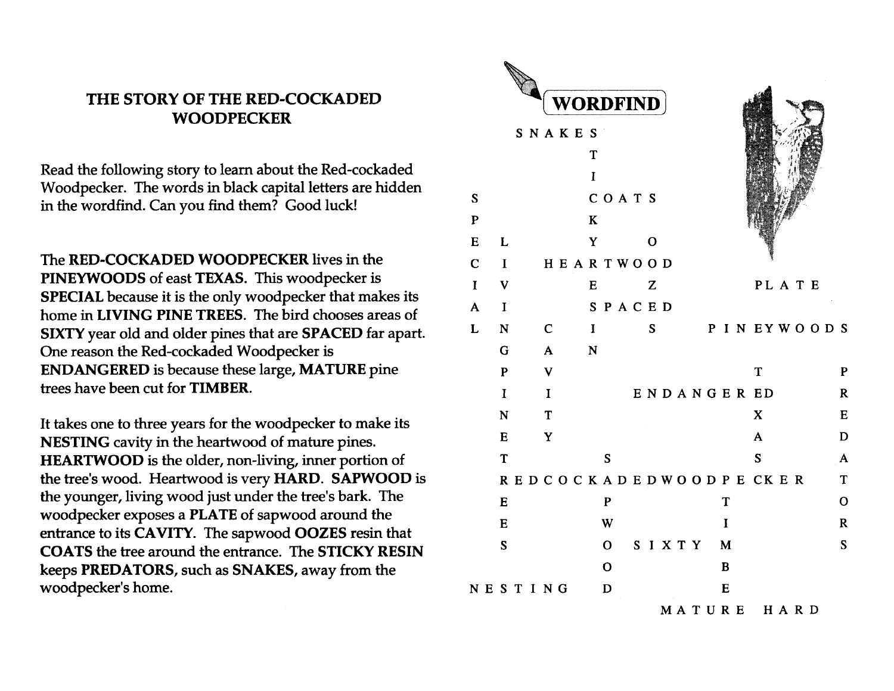## THE STORY OF THE RED-COCKADED WOODPECKER

Read the following story to learn about the Red-cockaded Woodpecker. The words in black capital letters are hidden in the wordfind. Can you find them? Good luck!

The **RED-COCKADED WOODPECKER** lives in the **PINEYWOODS** of east **TEXAS**. This woodpecker is **SPECIAL** because it is the only woodpecker that makes its home in **LIVING PINE TREES**. The bird chooses areas of **SIXTY** year old and older pines that are **SPACED** far apart. One reason the Red-cockaded Woodpecker is **ENDANGERED** is because these large, **MATURE** pine trees have been cut for **TIMBER**.

It takes one to three years for the woodpecker to make its **NESTING** cavity in the heartwood of mature pines. **HEARTWOOD** is the older, non-living, inner portion of the tree's wood. Heartwood is very **HARD**. **SAPWOOD** is the younger, living wood just under the tree's bark. The woodpecker exposes a **PLATE** of sapwood around the entrance to its **CAVITY**. The sapwood **OOZES** resin that **COATS** the tree around the entrance. The **STICKY RESIN** keeps **PREDATORS**, such as **SNAKES**, away from the woodpecker's home.

## WORDFIND

```
      S N A K E S
                T
                I
S               C O A T S
P               K
E   L           Y       O
C   I     H E A R T W O O D
I   V           E       Z             P L A T E
A   I           S P A C E D
L   N     C     I       S       P I N E Y W O O D S
    G     A     N
    P     V                           T           P
    I     I           E N D A N G E R E D         R
    N     T                           X           E
    E     Y                           A           D
    T             S                   S           A
    R E D C O C K A D E D W O O D P E C K E R     T
    E             P               T               O
    E             W               I               R
    S             O   S I X T Y   M               S
                  O               B
N E S T I N G     D               E
                          M A T U R E   H A R D
```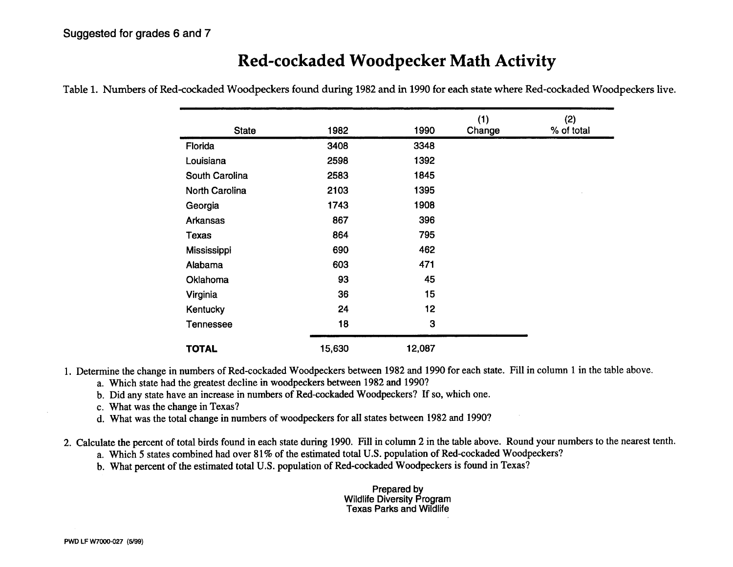Suggested for grades 6 and 7

# Red-cockaded Woodpecker Math Activity

Table 1. Numbers of Red-cockaded Woodpeckers found during 1982 and in 1990 for each state where Red-cockaded Woodpeckers live.

| State | 1982 | 1990 | (1) Change | (2) % of total |
|---|---|---|---|---|
| Florida | 3408 | 3348 | | |
| Louisiana | 2598 | 1392 | | |
| South Carolina | 2583 | 1845 | | |
| North Carolina | 2103 | 1395 | | |
| Georgia | 1743 | 1908 | | |
| Arkansas | 867 | 396 | | |
| Texas | 864 | 795 | | |
| Mississippi | 690 | 462 | | |
| Alabama | 603 | 471 | | |
| Oklahoma | 93 | 45 | | |
| Virginia | 36 | 15 | | |
| Kentucky | 24 | 12 | | |
| Tennessee | 18 | 3 | | |
| **TOTAL** | 15,630 | 12,087 | | |

1. Determine the change in numbers of Red-cockaded Woodpeckers between 1982 and 1990 for each state. Fill in column 1 in the table above.
   a. Which state had the greatest decline in woodpeckers between 1982 and 1990?
   b. Did any state have an increase in numbers of Red-cockaded Woodpeckers? If so, which one.
   c. What was the change in Texas?
   d. What was the total change in numbers of woodpeckers for all states between 1982 and 1990?

2. Calculate the percent of total birds found in each state during 1990. Fill in column 2 in the table above. Round your numbers to the nearest tenth.
   a. Which 5 states combined had over 81% of the estimated total U.S. population of Red-cockaded Woodpeckers?
   b. What percent of the estimated total U.S. population of Red-cockaded Woodpeckers is found in Texas?

Prepared by
Wildlife Diversity Program
Texas Parks and Wildlife

PWD LF W7000-027 (5/99)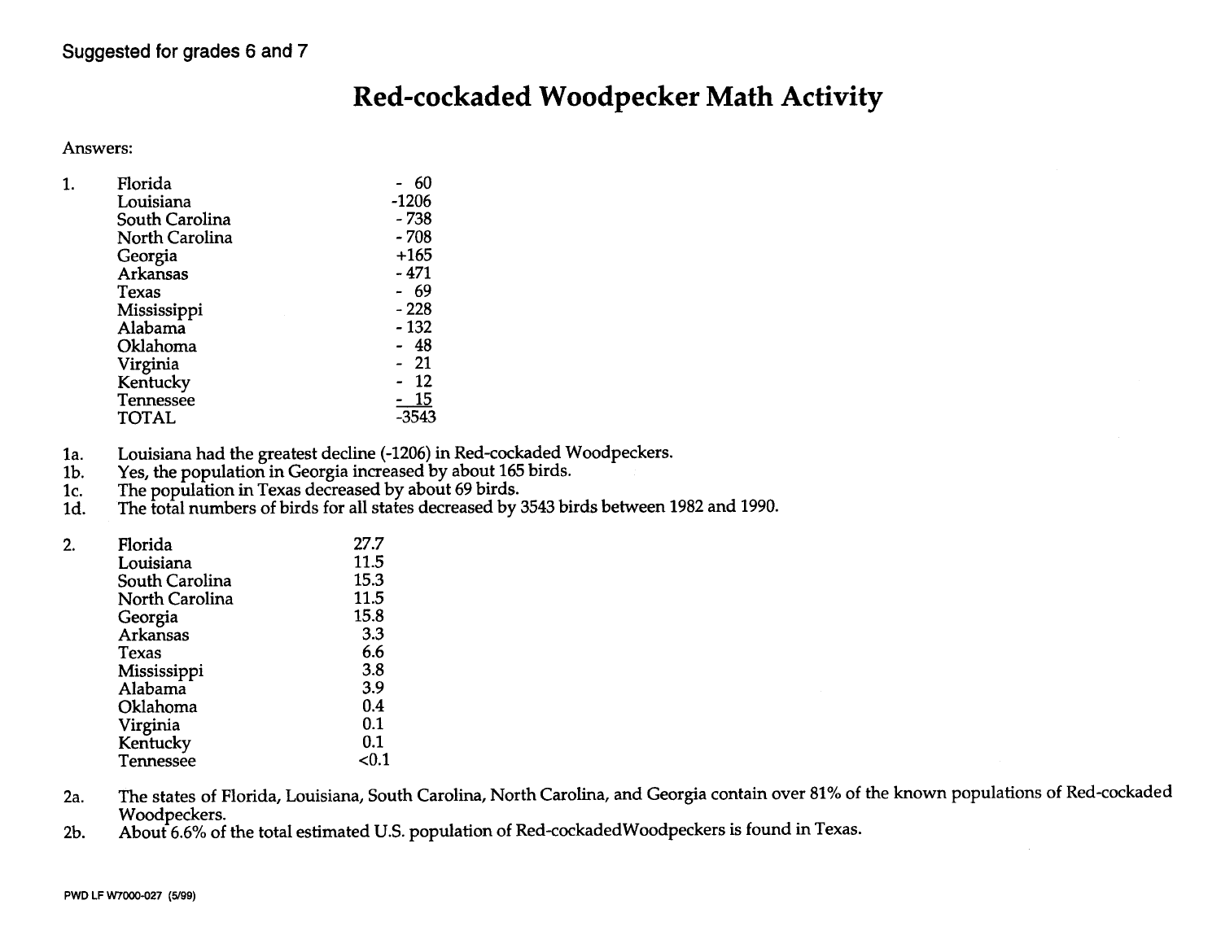Suggested for grades 6 and 7

# Red-cockaded Woodpecker Math Activity

Answers:

1.

| State | Change |
|---|---|
| Florida | - 60 |
| Louisiana | -1206 |
| South Carolina | - 738 |
| North Carolina | - 708 |
| Georgia | +165 |
| Arkansas | - 471 |
| Texas | - 69 |
| Mississippi | - 228 |
| Alabama | - 132 |
| Oklahoma | - 48 |
| Virginia | - 21 |
| Kentucky | - 12 |
| Tennessee | - 15 |
| TOTAL | -3543 |

1a. Louisiana had the greatest decline (-1206) in Red-cockaded Woodpeckers.

1b. Yes, the population in Georgia increased by about 165 birds.

1c. The population in Texas decreased by about 69 birds.

1d. The total numbers of birds for all states decreased by 3543 birds between 1982 and 1990.

2.

| State | Percent |
|---|---|
| Florida | 27.7 |
| Louisiana | 11.5 |
| South Carolina | 15.3 |
| North Carolina | 11.5 |
| Georgia | 15.8 |
| Arkansas | 3.3 |
| Texas | 6.6 |
| Mississippi | 3.8 |
| Alabama | 3.9 |
| Oklahoma | 0.4 |
| Virginia | 0.1 |
| Kentucky | 0.1 |
| Tennessee | <0.1 |

2a. The states of Florida, Louisiana, South Carolina, North Carolina, and Georgia contain over 81% of the known populations of Red-cockaded Woodpeckers.

2b. About 6.6% of the total estimated U.S. population of Red-cockadedWoodpeckers is found in Texas.

PWD LF W7000-027 (5/99)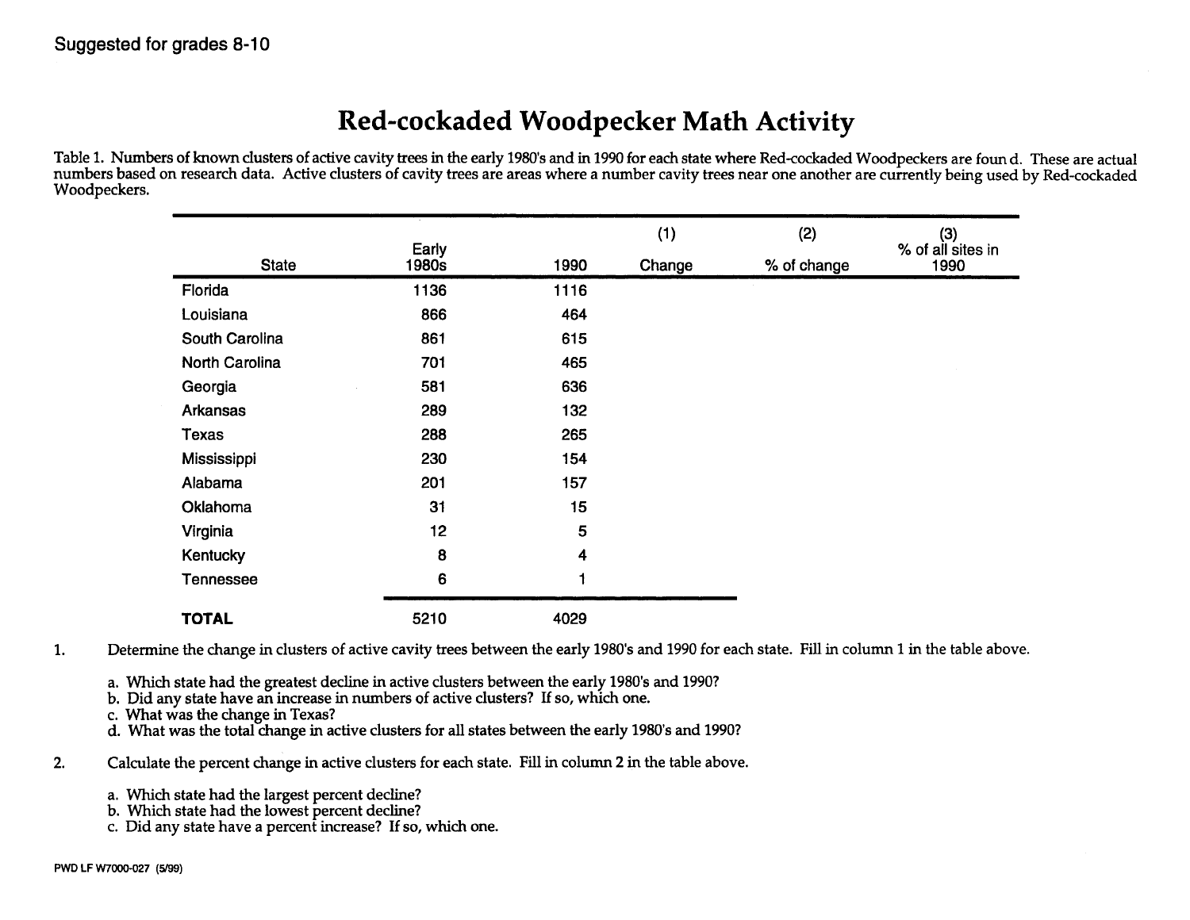Suggested for grades 8-10

# Red-cockaded Woodpecker Math Activity

Table 1. Numbers of known clusters of active cavity trees in the early 1980's and in 1990 for each state where Red-cockaded Woodpeckers are foun d. These are actual numbers based on research data. Active clusters of cavity trees are areas where a number cavity trees near one another are currently being used by Red-cockaded Woodpeckers.

| State | Early 1980s | 1990 | (1) Change | (2) % of change | (3) % of all sites in 1990 |
|---|---|---|---|---|---|
| Florida | 1136 | 1116 | | | |
| Louisiana | 866 | 464 | | | |
| South Carolina | 861 | 615 | | | |
| North Carolina | 701 | 465 | | | |
| Georgia | 581 | 636 | | | |
| Arkansas | 289 | 132 | | | |
| Texas | 288 | 265 | | | |
| Mississippi | 230 | 154 | | | |
| Alabama | 201 | 157 | | | |
| Oklahoma | 31 | 15 | | | |
| Virginia | 12 | 5 | | | |
| Kentucky | 8 | 4 | | | |
| Tennessee | 6 | 1 | | | |
| **TOTAL** | 5210 | 4029 | | | |

1. Determine the change in clusters of active cavity trees between the early 1980's and 1990 for each state. Fill in column 1 in the table above.

   a. Which state had the greatest decline in active clusters between the early 1980's and 1990?
   b. Did any state have an increase in numbers of active clusters? If so, which one.
   c. What was the change in Texas?
   d. What was the total change in active clusters for all states between the early 1980's and 1990?

2. Calculate the percent change in active clusters for each state. Fill in column 2 in the table above.

   a. Which state had the largest percent decline?
   b. Which state had the lowest percent decline?
   c. Did any state have a percent increase? If so, which one.

PWD LF W7000-027 (5/99)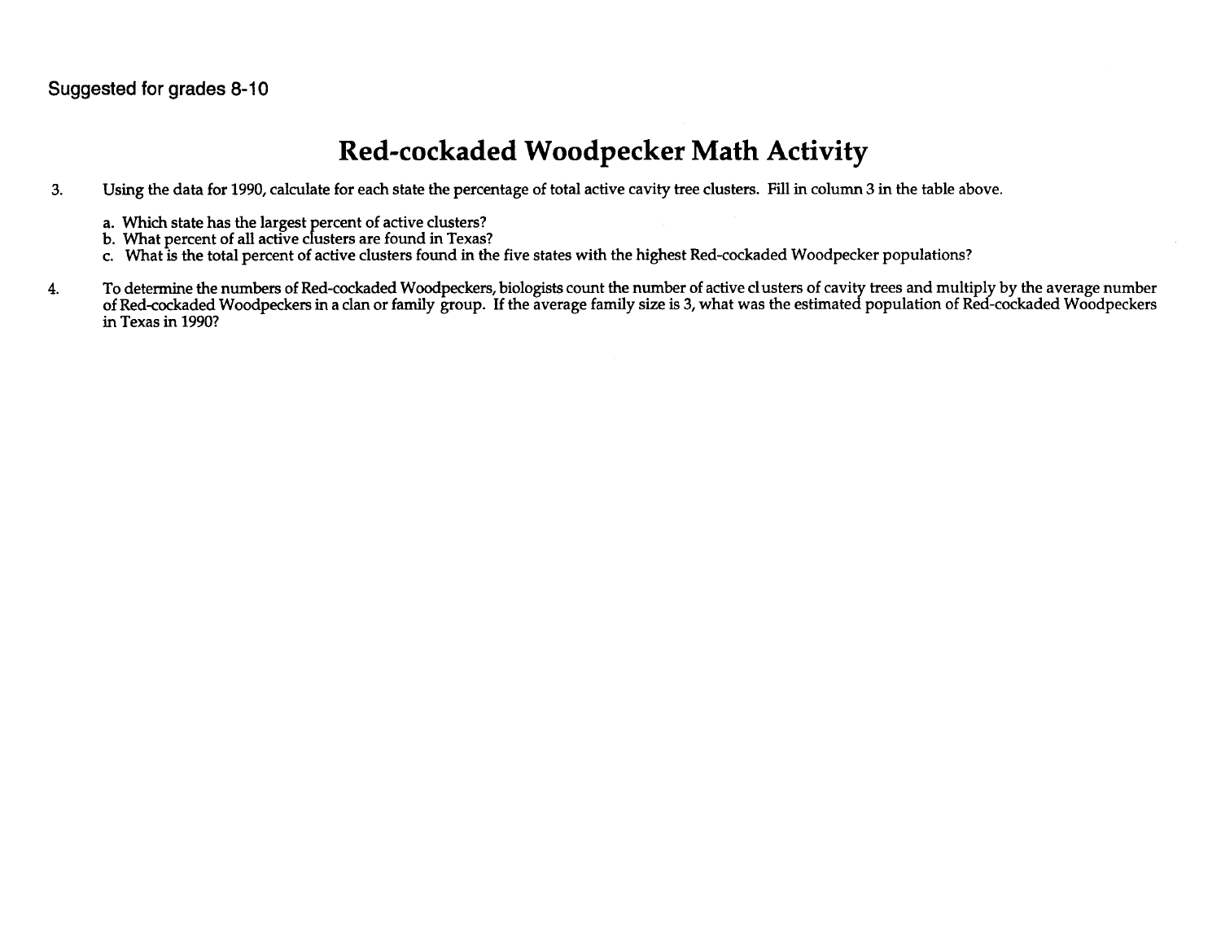Suggested for grades 8-10

# Red-cockaded Woodpecker Math Activity

3. Using the data for 1990, calculate for each state the percentage of total active cavity tree clusters. Fill in column 3 in the table above.

    a. Which state has the largest percent of active clusters?
    b. What percent of all active clusters are found in Texas?
    c. What is the total percent of active clusters found in the five states with the highest Red-cockaded Woodpecker populations?

4. To determine the numbers of Red-cockaded Woodpeckers, biologists count the number of active clusters of cavity trees and multiply by the average number of Red-cockaded Woodpeckers in a clan or family group. If the average family size is 3, what was the estimated population of Red-cockaded Woodpeckers in Texas in 1990?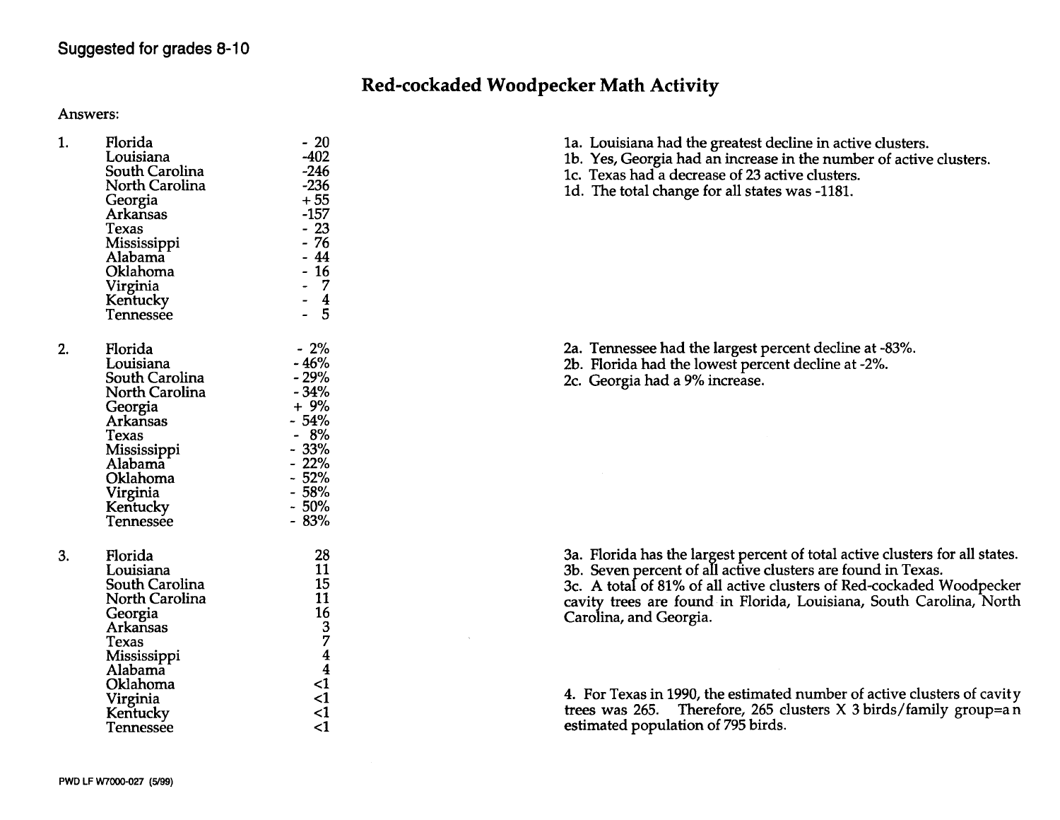Suggested for grades 8-10

# Red-cockaded Woodpecker Math Activity

Answers:

1.

| | |
|---|---|
| Florida | - 20 |
| Louisiana | -402 |
| South Carolina | -246 |
| North Carolina | -236 |
| Georgia | + 55 |
| Arkansas | -157 |
| Texas | - 23 |
| Mississippi | - 76 |
| Alabama | - 44 |
| Oklahoma | - 16 |
| Virginia | - 7 |
| Kentucky | - 4 |
| Tennessee | - 5 |

1a. Louisiana had the greatest decline in active clusters.
1b. Yes, Georgia had an increase in the number of active clusters.
1c. Texas had a decrease of 23 active clusters.
1d. The total change for all states was -1181.

2.

| | |
|---|---|
| Florida | - 2% |
| Louisiana | - 46% |
| South Carolina | - 29% |
| North Carolina | - 34% |
| Georgia | + 9% |
| Arkansas | - 54% |
| Texas | - 8% |
| Mississippi | - 33% |
| Alabama | - 22% |
| Oklahoma | - 52% |
| Virginia | - 58% |
| Kentucky | - 50% |
| Tennessee | - 83% |

2a. Tennessee had the largest percent decline at -83%.
2b. Florida had the lowest percent decline at -2%.
2c. Georgia had a 9% increase.

3.

| | |
|---|---|
| Florida | 28 |
| Louisiana | 11 |
| South Carolina | 15 |
| North Carolina | 11 |
| Georgia | 16 |
| Arkansas | 3 |
| Texas | 7 |
| Mississippi | 4 |
| Alabama | 4 |
| Oklahoma | <1 |
| Virginia | <1 |
| Kentucky | <1 |
| Tennessee | <1 |

3a. Florida has the largest percent of total active clusters for all states.
3b. Seven percent of all active clusters are found in Texas.
3c. A total of 81% of all active clusters of Red-cockaded Woodpecker cavity trees are found in Florida, Louisiana, South Carolina, North Carolina, and Georgia.

4. For Texas in 1990, the estimated number of active clusters of cavity trees was 265. Therefore, 265 clusters X 3 birds/family group=an estimated population of 795 birds.

PWD LF W7000-027 (5/99)